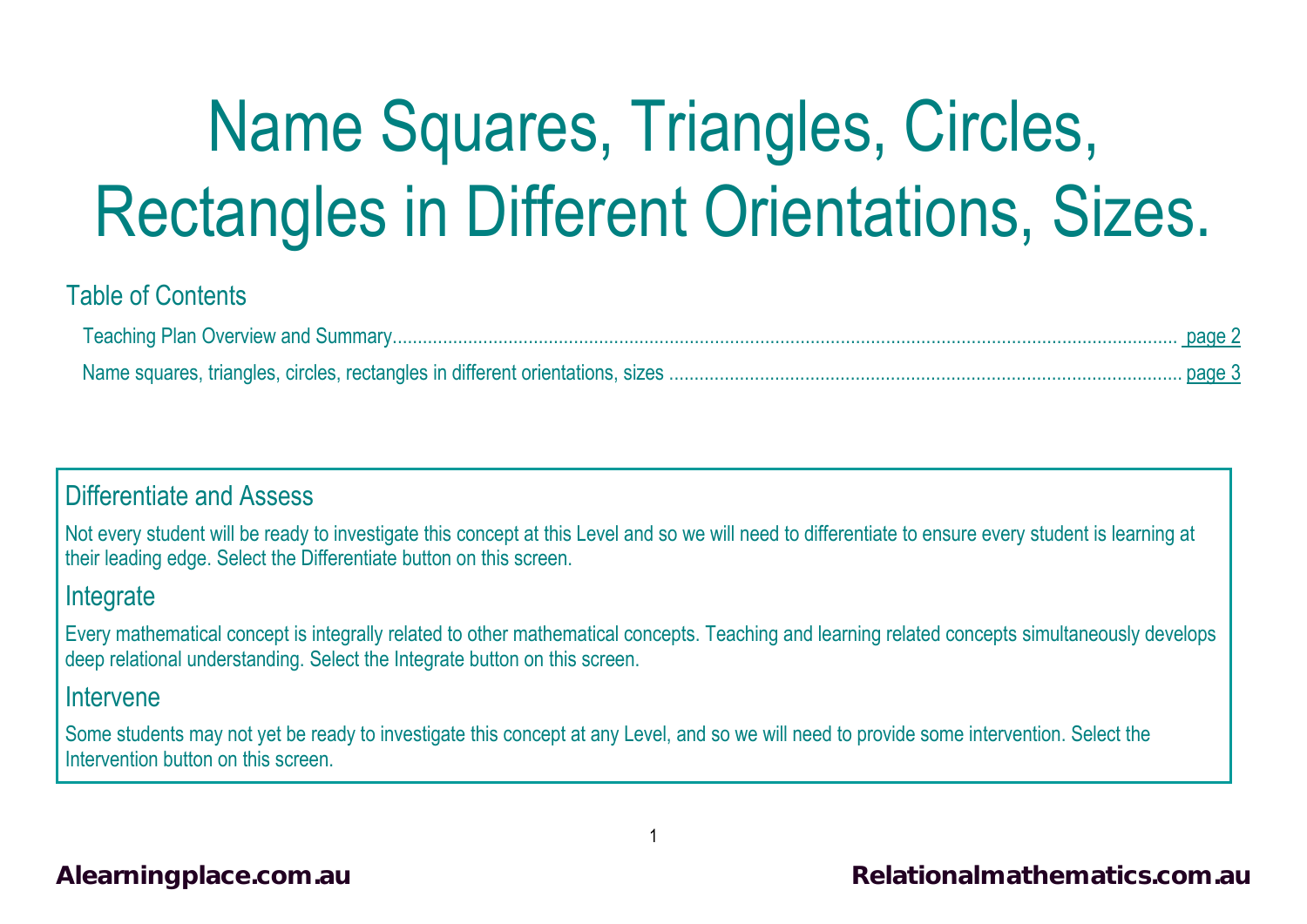# Name Squares, Triangles, Circles, Rectangles in Different Orientations, Sizes.

## Table of Contents

Teaching Plan Overview and Summary.......... page 2

Name squares, triangles, circles, rectangles in different orientations, sizes .......... page 3

## Differentiate and Assess

Not every student will be ready to investigate this concept at this Level and so we will need to differentiate to ensure every student is learning at their leading edge. Select the Differentiate button on this screen.

## Integrate

Every mathematical concept is integrally related to other mathematical concepts. Teaching and learning related concepts simultaneously develops deep relational understanding. Select the Integrate button on this screen.

## Intervene

Some students may not yet be ready to investigate this concept at any Level, and so we will need to provide some intervention. Select the Intervention button on this screen.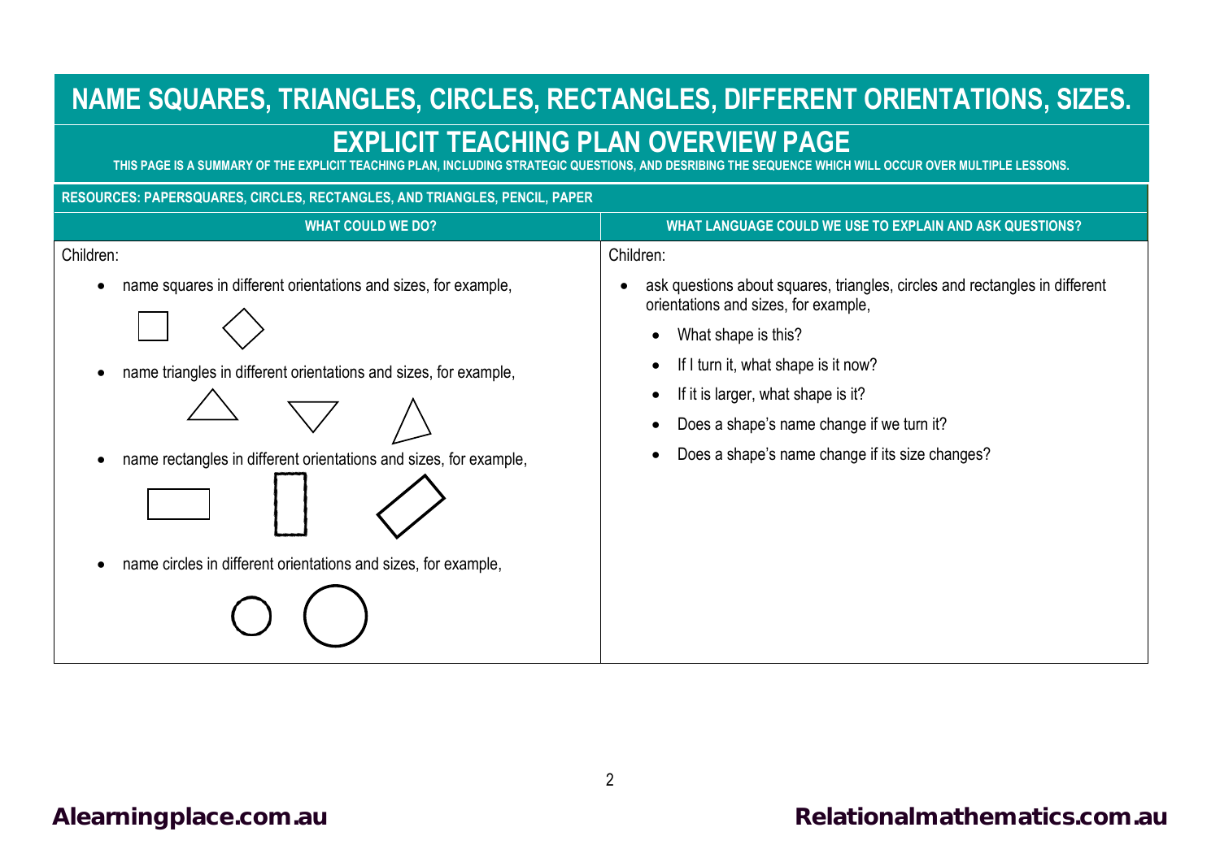# NAME SQUARES, TRIANGLES, CIRCLES, RECTANGLES, DIFFERENT ORIENTATIONS, SIZES.

## EXPLICIT TEACHING PLAN OVERVIEW PAGE

THIS PAGE IS A SUMMARY OF THE EXPLICIT TEACHING PLAN, INCLUDING STRATEGIC QUESTIONS, AND DESRIBING THE SEQUENCE WHICH WILL OCCUR OVER MULTIPLE LESSONS.

**RESOURCES: PAPERSQUARES, CIRCLES, RECTANGLES, AND TRIANGLES, PENCIL, PAPER**

| WHAT COULD WE DO? | WHAT LANGUAGE COULD WE USE TO EXPLAIN AND ASK QUESTIONS? |
|---|---|
| Children:<br>• name squares in different orientations and sizes, for example,<br>• name triangles in different orientations and sizes, for example,<br>• name rectangles in different orientations and sizes, for example,<br>• name circles in different orientations and sizes, for example, | Children:<br>• ask questions about squares, triangles, circles and rectangles in different orientations and sizes, for example,<br>&nbsp;&nbsp;◦ What shape is this?<br>&nbsp;&nbsp;◦ If I turn it, what shape is it now?<br>&nbsp;&nbsp;◦ If it is larger, what shape is it?<br>&nbsp;&nbsp;◦ Does a shape's name change if we turn it?<br>&nbsp;&nbsp;◦ Does a shape's name change if its size changes? |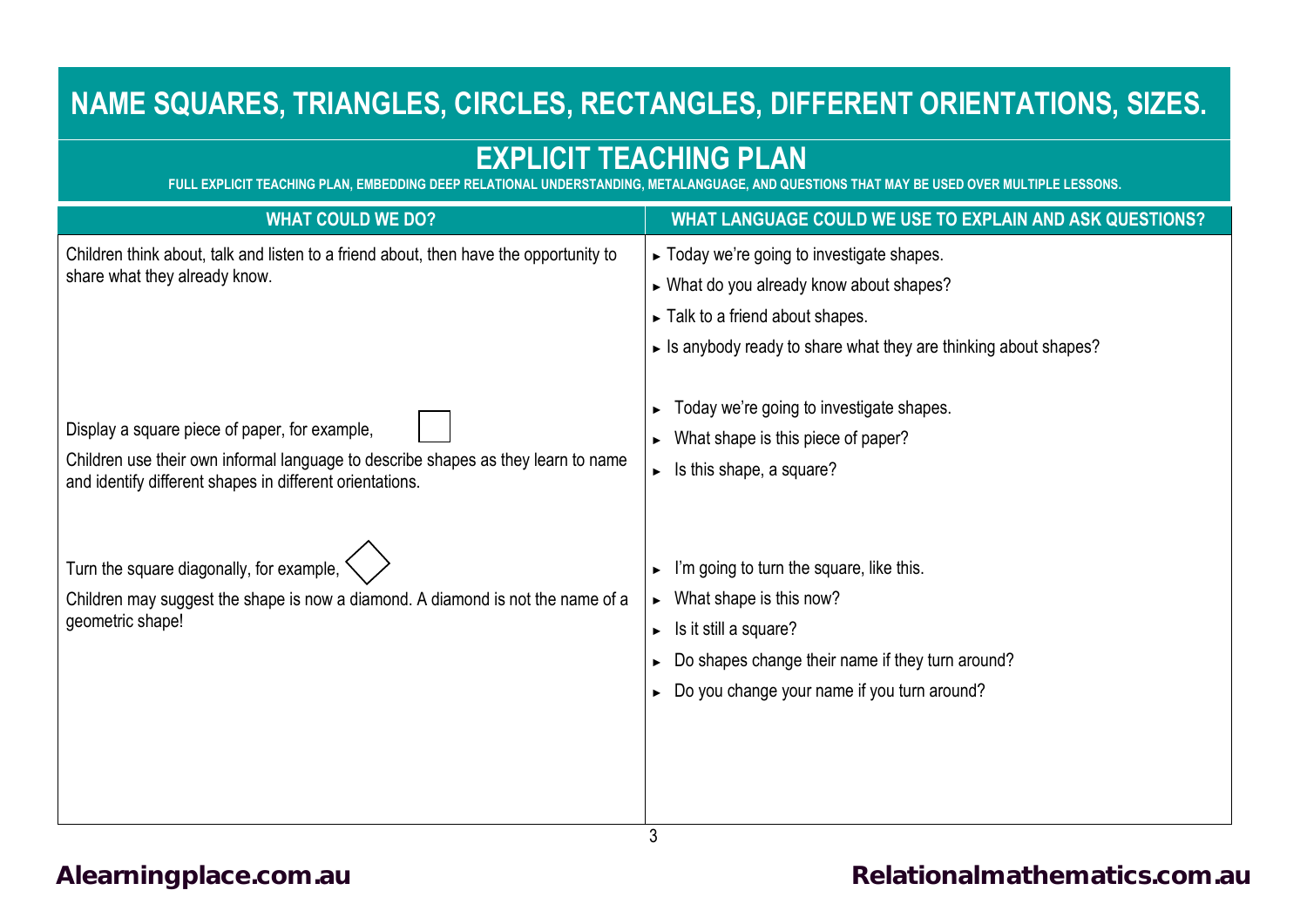# NAME SQUARES, TRIANGLES, CIRCLES, RECTANGLES, DIFFERENT ORIENTATIONS, SIZES.

## EXPLICIT TEACHING PLAN

FULL EXPLICIT TEACHING PLAN, EMBEDDING DEEP RELATIONAL UNDERSTANDING, METALANGUAGE, AND QUESTIONS THAT MAY BE USED OVER MULTIPLE LESSONS.

| WHAT COULD WE DO? | WHAT LANGUAGE COULD WE USE TO EXPLAIN AND ASK QUESTIONS? |
|---|---|
| Children think about, talk and listen to a friend about, then have the opportunity to share what they already know. | ► Today we're going to investigate shapes.<br>► What do you already know about shapes?<br>► Talk to a friend about shapes.<br>► Is anybody ready to share what they are thinking about shapes? |
| Display a square piece of paper, for example, ☐<br>Children use their own informal language to describe shapes as they learn to name and identify different shapes in different orientations. | ► Today we're going to investigate shapes.<br>► What shape is this piece of paper?<br>► Is this shape, a square? |
| Turn the square diagonally, for example, ◇<br>Children may suggest the shape is now a diamond. A diamond is not the name of a geometric shape! | ► I'm going to turn the square, like this.<br>► What shape is this now?<br>► Is it still a square?<br>► Do shapes change their name if they turn around?<br>► Do you change your name if you turn around? |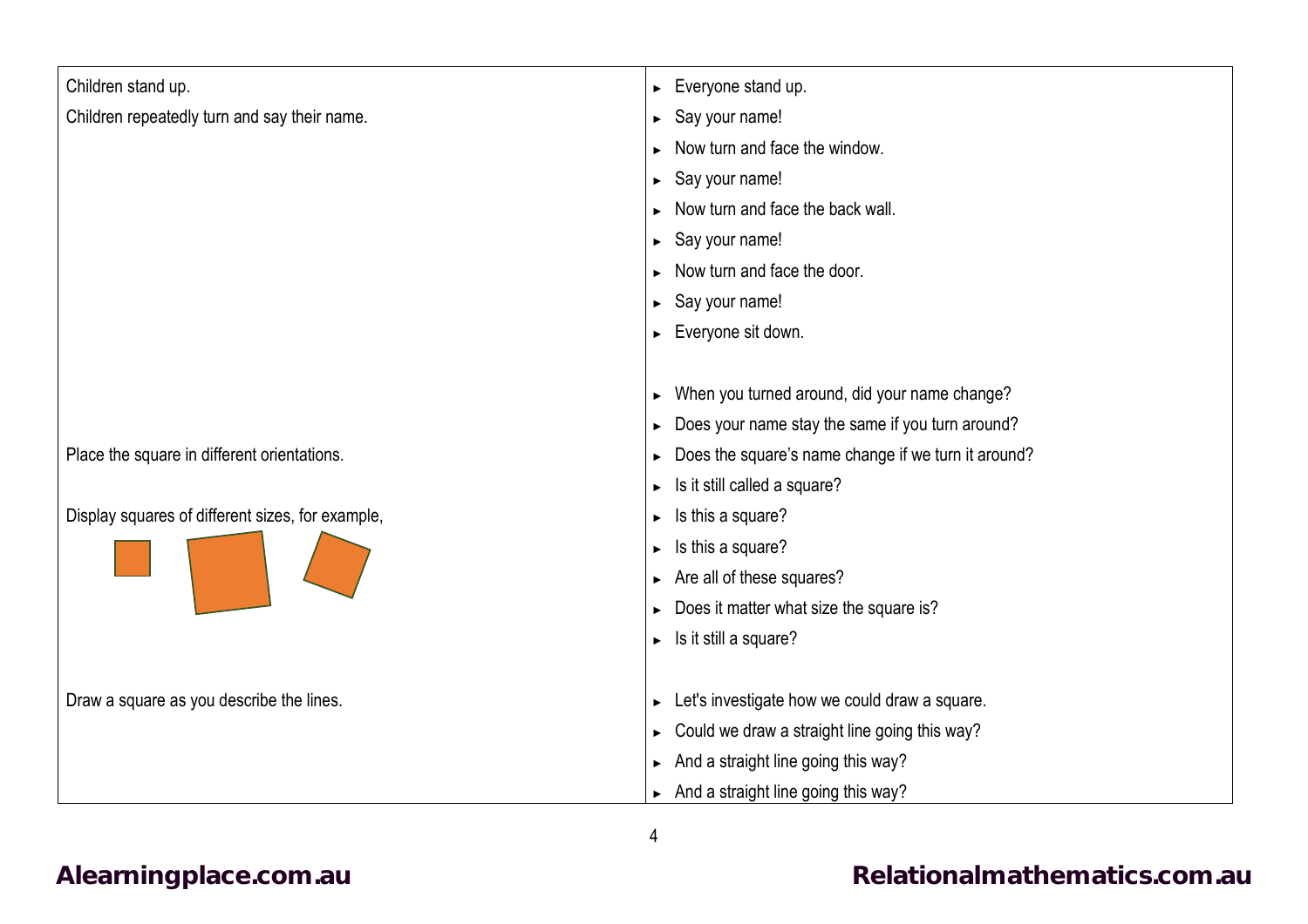| | |
|---|---|
| Children stand up. | ► Everyone stand up. |
| Children repeatedly turn and say their name. | ► Say your name! |
| | ► Now turn and face the window. |
| | ► Say your name! |
| | ► Now turn and face the back wall. |
| | ► Say your name! |
| | ► Now turn and face the door. |
| | ► Say your name! |
| | ► Everyone sit down. |
| | |
| | ► When you turned around, did your name change? |
| | ► Does your name stay the same if you turn around? |
| Place the square in different orientations. | ► Does the square's name change if we turn it around? |
| | ► Is it still called a square? |
| Display squares of different sizes, for example, | ► Is this a square? |
| | ► Is this a square? |
| | ► Are all of these squares? |
| | ► Does it matter what size the square is? |
| | ► Is it still a square? |
| | |
| Draw a square as you describe the lines. | ► Let's investigate how we could draw a square. |
| | ► Could we draw a straight line going this way? |
| | ► And a straight line going this way? |
| | ► And a straight line going this way? |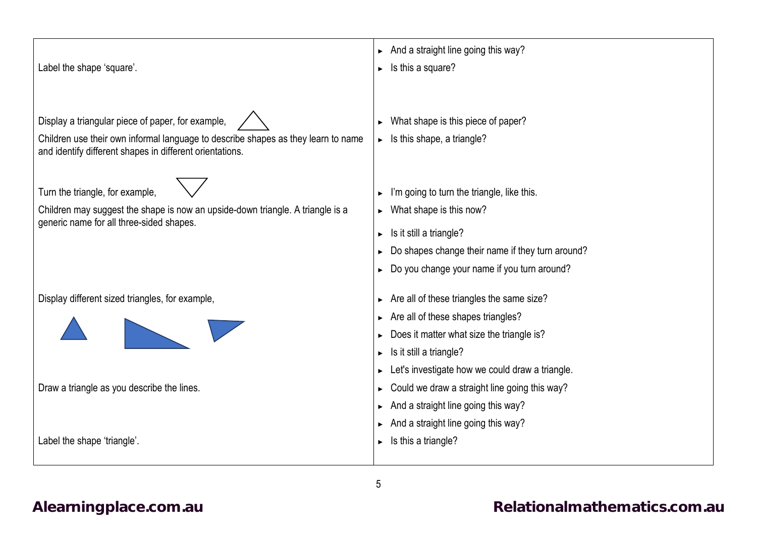| | |
|---|---|
| Label the shape 'square'. | ► And a straight line going this way?<br>► Is this a square? |
| Display a triangular piece of paper, for example,<br>Children use their own informal language to describe shapes as they learn to name and identify different shapes in different orientations. | ► What shape is this piece of paper?<br>► Is this shape, a triangle? |
| Turn the triangle, for example,<br>Children may suggest the shape is now an upside-down triangle. A triangle is a generic name for all three-sided shapes. | ► I'm going to turn the triangle, like this.<br>► What shape is this now?<br>► Is it still a triangle?<br>► Do shapes change their name if they turn around?<br>► Do you change your name if you turn around? |
| Display different sized triangles, for example, | ► Are all of these triangles the same size?<br>► Are all of these shapes triangles?<br>► Does it matter what size the triangle is?<br>► Is it still a triangle?<br>► Let's investigate how we could draw a triangle. |
| Draw a triangle as you describe the lines. | ► Could we draw a straight line going this way?<br>► And a straight line going this way?<br>► And a straight line going this way? |
| Label the shape 'triangle'. | ► Is this a triangle? |

**Alearningplace.com.au** **Relationalmathematics.com.au**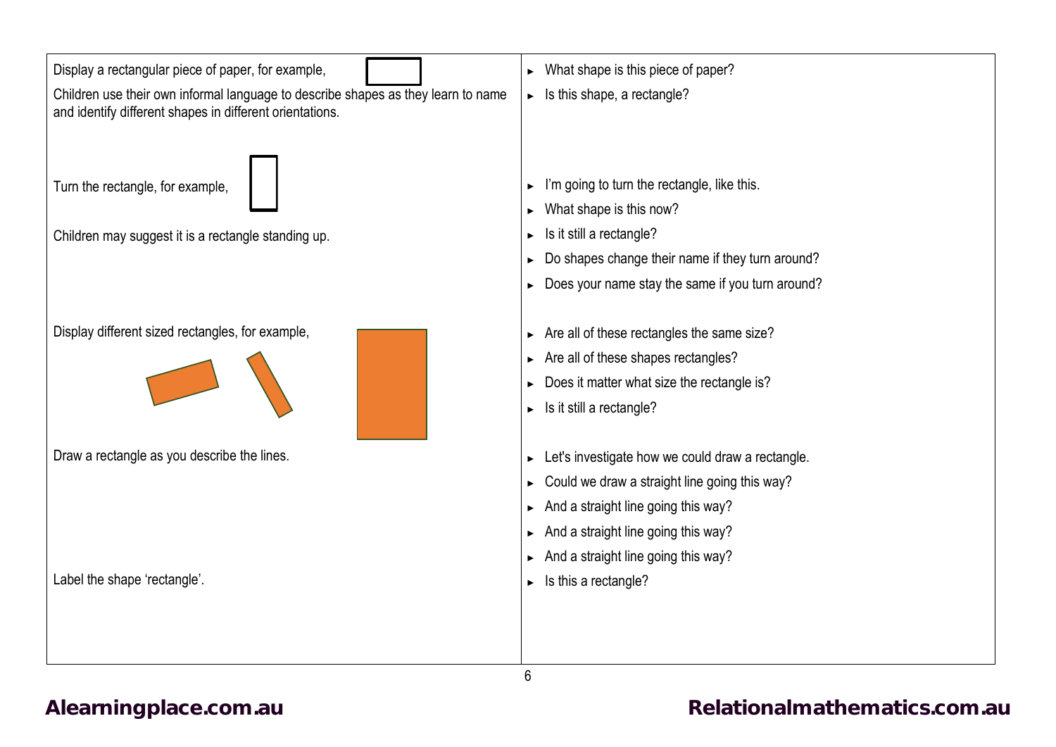| | |
|---|---|
| Display a rectangular piece of paper, for example,<br><br>Children use their own informal language to describe shapes as they learn to name and identify different shapes in different orientations. | ► What shape is this piece of paper?<br>► Is this shape, a rectangle? |
| Turn the rectangle, for example,<br><br>Children may suggest it is a rectangle standing up. | ► I'm going to turn the rectangle, like this.<br>► What shape is this now?<br>► Is it still a rectangle?<br>► Do shapes change their name if they turn around?<br>► Does your name stay the same if you turn around? |
| Display different sized rectangles, for example, | ► Are all of these rectangles the same size?<br>► Are all of these shapes rectangles?<br>► Does it matter what size the rectangle is?<br>► Is it still a rectangle? |
| Draw a rectangle as you describe the lines.<br><br>Label the shape 'rectangle'. | ► Let's investigate how we could draw a rectangle.<br>► Could we draw a straight line going this way?<br>► And a straight line going this way?<br>► And a straight line going this way?<br>► And a straight line going this way?<br>► Is this a rectangle? |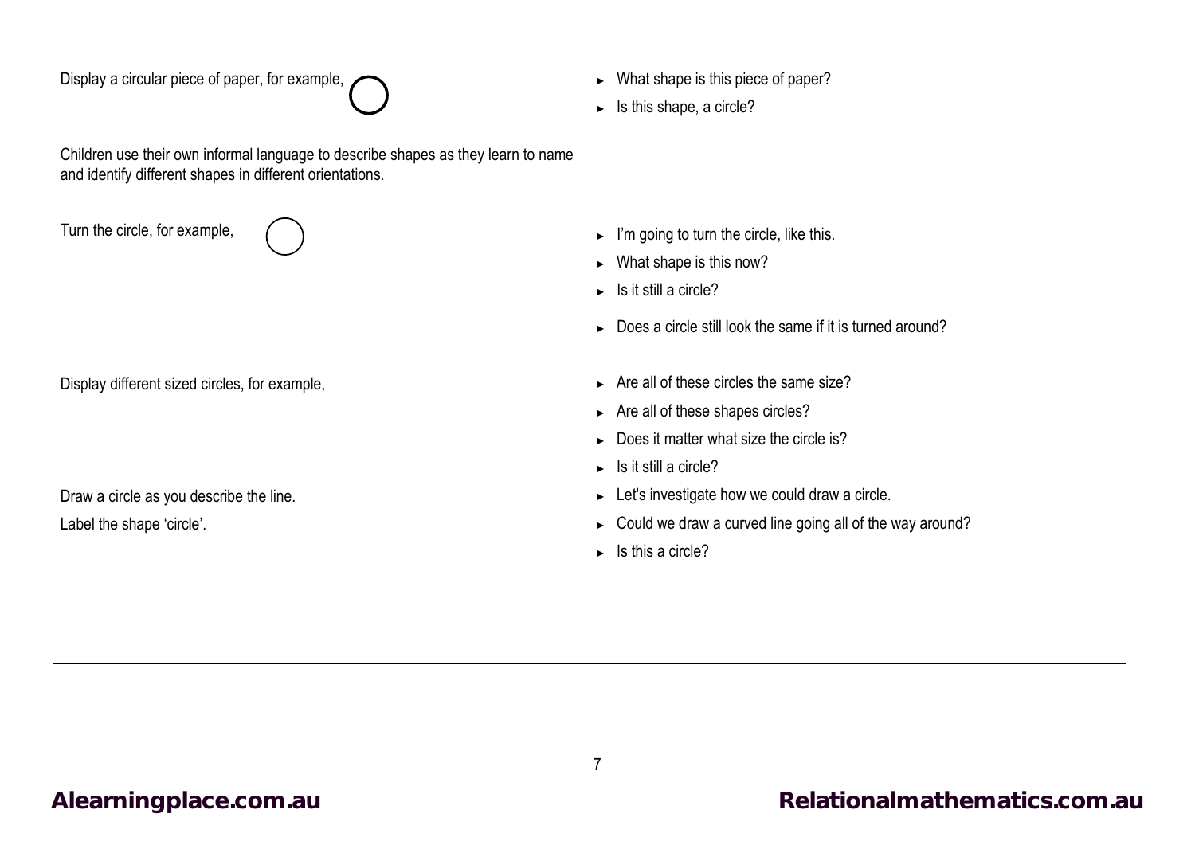| | |
|---|---|
| Display a circular piece of paper, for example,<br><br>Children use their own informal language to describe shapes as they learn to name and identify different shapes in different orientations. | ► What shape is this piece of paper?<br>► Is this shape, a circle? |
| Turn the circle, for example, | ► I'm going to turn the circle, like this.<br>► What shape is this now?<br>► Is it still a circle?<br>► Does a circle still look the same if it is turned around? |
| Display different sized circles, for example, | ► Are all of these circles the same size?<br>► Are all of these shapes circles?<br>► Does it matter what size the circle is?<br>► Is it still a circle? |
| Draw a circle as you describe the line.<br>Label the shape 'circle'. | ► Let's investigate how we could draw a circle.<br>► Could we draw a curved line going all of the way around?<br>► Is this a circle? |